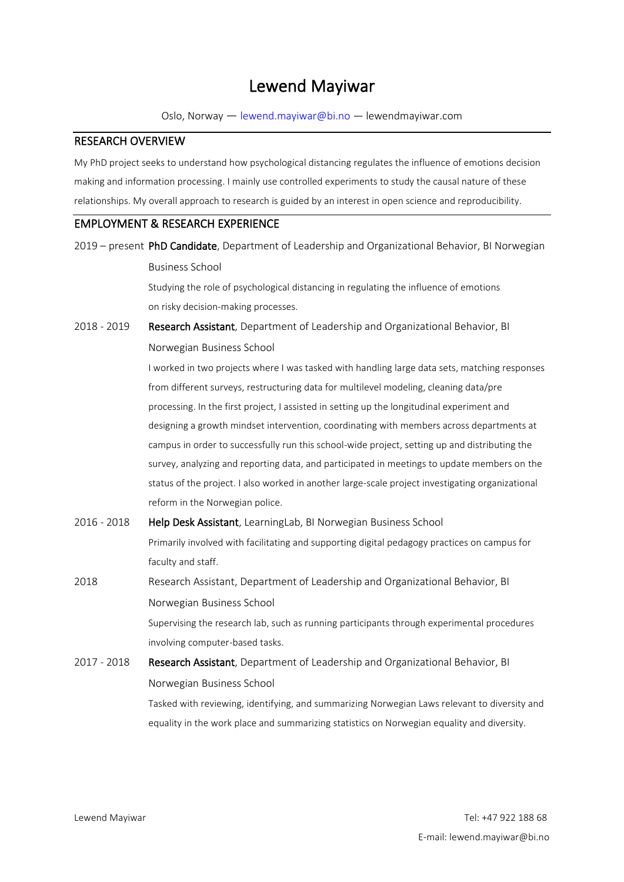# Lewend Mayiwar

Oslo, Norway — lewend.mayiwar@bi.no — lewendmayiwar.com

## RESEARCH OVERVIEW

My PhD project seeks to understand how psychological distancing regulates the influence of emotions decision making and information processing. I mainly use controlled experiments to study the causal nature of these relationships. My overall approach to research is guided by an interest in open science and reproducibility.

## EMPLOYMENT & RESEARCH EXPERIENCE

2019 – present **PhD Candidate**, Department of Leadership and Organizational Behavior, BI Norwegian Business School

Studying the role of psychological distancing in regulating the influence of emotions on risky decision-making processes.

2018 - 2019 **Research Assistant**, Department of Leadership and Organizational Behavior, BI Norwegian Business School

I worked in two projects where I was tasked with handling large data sets, matching responses from different surveys, restructuring data for multilevel modeling, cleaning data/pre processing. In the first project, I assisted in setting up the longitudinal experiment and designing a growth mindset intervention, coordinating with members across departments at campus in order to successfully run this school-wide project, setting up and distributing the survey, analyzing and reporting data, and participated in meetings to update members on the status of the project. I also worked in another large-scale project investigating organizational reform in the Norwegian police.

2016 - 2018 **Help Desk Assistant**, LearningLab, BI Norwegian Business School

Primarily involved with facilitating and supporting digital pedagogy practices on campus for faculty and staff.

2018 Research Assistant, Department of Leadership and Organizational Behavior, BI Norwegian Business School

Supervising the research lab, such as running participants through experimental procedures involving computer-based tasks.

2017 - 2018 **Research Assistant**, Department of Leadership and Organizational Behavior, BI Norwegian Business School

Tasked with reviewing, identifying, and summarizing Norwegian Laws relevant to diversity and equality in the work place and summarizing statistics on Norwegian equality and diversity.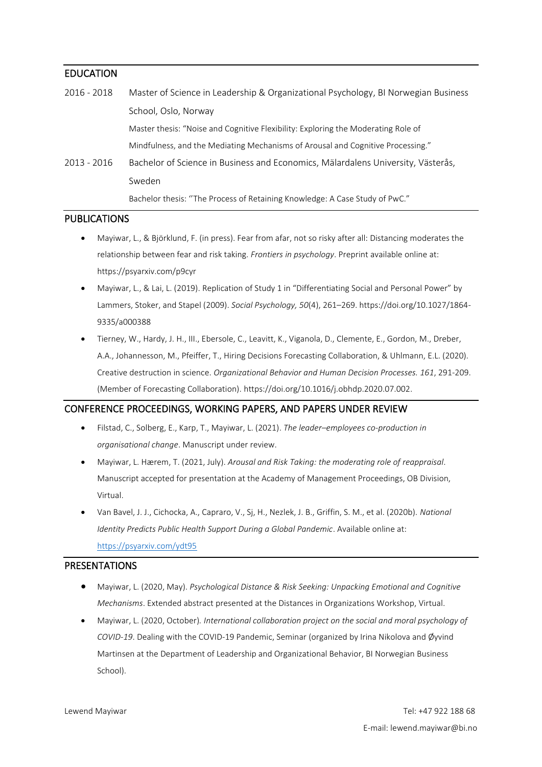## EDUCATION

2016 - 2018 Master of Science in Leadership & Organizational Psychology, BI Norwegian Business School, Oslo, Norway

Master thesis: "Noise and Cognitive Flexibility: Exploring the Moderating Role of Mindfulness, and the Mediating Mechanisms of Arousal and Cognitive Processing."

2013 - 2016 Bachelor of Science in Business and Economics, Mälardalens University, Västerås, Sweden

Bachelor thesis: ''The Process of Retaining Knowledge: A Case Study of PwC."

## PUBLICATIONS

- Mayiwar, L., & Björklund, F. (in press). Fear from afar, not so risky after all: Distancing moderates the relationship between fear and risk taking. *Frontiers in psychology*. Preprint available online at: https://psyarxiv.com/p9cyr
- Mayiwar, L., & Lai, L. (2019). Replication of Study 1 in "Differentiating Social and Personal Power" by Lammers, Stoker, and Stapel (2009). *Social Psychology, 50*(4), 261–269. https://doi.org/10.1027/1864-9335/a000388
- Tierney, W., Hardy, J. H., III., Ebersole, C., Leavitt, K., Viganola, D., Clemente, E., Gordon, M., Dreber, A.A., Johannesson, M., Pfeiffer, T., Hiring Decisions Forecasting Collaboration, & Uhlmann, E.L. (2020). Creative destruction in science. *Organizational Behavior and Human Decision Processes. 161*, 291-209. (Member of Forecasting Collaboration). https://doi.org/10.1016/j.obhdp.2020.07.002.

## CONFERENCE PROCEEDINGS, WORKING PAPERS, AND PAPERS UNDER REVIEW

- Filstad, C., Solberg, E., Karp, T., Mayiwar, L. (2021). *The leader–employees co-production in organisational change*. Manuscript under review.
- Mayiwar, L. Hærem, T. (2021, July). *Arousal and Risk Taking: the moderating role of reappraisal*. Manuscript accepted for presentation at the Academy of Management Proceedings, OB Division, Virtual.
- Van Bavel, J. J., Cichocka, A., Capraro, V., Sj, H., Nezlek, J. B., Griffin, S. M., et al. (2020b). *National Identity Predicts Public Health Support During a Global Pandemic*. Available online at: https://psyarxiv.com/ydt95

## PRESENTATIONS

- Mayiwar, L. (2020, May). *Psychological Distance & Risk Seeking: Unpacking Emotional and Cognitive Mechanisms*. Extended abstract presented at the Distances in Organizations Workshop, Virtual.
- Mayiwar, L. (2020, October). *International collaboration project on the social and moral psychology of COVID-19*. Dealing with the COVID-19 Pandemic, Seminar (organized by Irina Nikolova and Øyvind Martinsen at the Department of Leadership and Organizational Behavior, BI Norwegian Business School).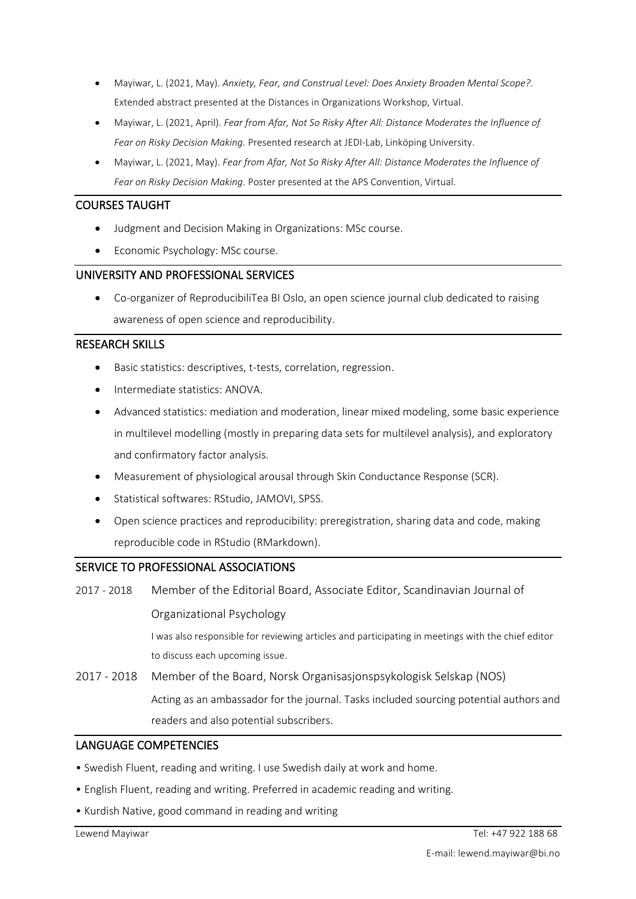- Mayiwar, L. (2021, May). *Anxiety, Fear, and Construal Level: Does Anxiety Broaden Mental Scope?*. Extended abstract presented at the Distances in Organizations Workshop, Virtual.
- Mayiwar, L. (2021, April). *Fear from Afar, Not So Risky After All: Distance Moderates the Influence of Fear on Risky Decision Making.* Presented research at JEDI-Lab, Linköping University.
- Mayiwar, L. (2021, May). *Fear from Afar, Not So Risky After All: Distance Moderates the Influence of Fear on Risky Decision Making*. Poster presented at the APS Convention, Virtual.

## COURSES TAUGHT

- Judgment and Decision Making in Organizations: MSc course.
- Economic Psychology: MSc course.

## UNIVERSITY AND PROFESSIONAL SERVICES

- Co-organizer of ReproducibiliTea BI Oslo, an open science journal club dedicated to raising awareness of open science and reproducibility.

## RESEARCH SKILLS

- Basic statistics: descriptives, t-tests, correlation, regression.
- Intermediate statistics: ANOVA.
- Advanced statistics: mediation and moderation, linear mixed modeling, some basic experience in multilevel modelling (mostly in preparing data sets for multilevel analysis), and exploratory and confirmatory factor analysis.
- Measurement of physiological arousal through Skin Conductance Response (SCR).
- Statistical softwares: RStudio, JAMOVI, SPSS.
- Open science practices and reproducibility: preregistration, sharing data and code, making reproducible code in RStudio (RMarkdown).

## SERVICE TO PROFESSIONAL ASSOCIATIONS

2017 - 2018 Member of the Editorial Board, Associate Editor, Scandinavian Journal of Organizational Psychology

I was also responsible for reviewing articles and participating in meetings with the chief editor to discuss each upcoming issue.

2017 - 2018 Member of the Board, Norsk Organisasjonspsykologisk Selskap (NOS)

Acting as an ambassador for the journal. Tasks included sourcing potential authors and readers and also potential subscribers.

## LANGUAGE COMPETENCIES

- Swedish Fluent, reading and writing. I use Swedish daily at work and home.
- English Fluent, reading and writing. Preferred in academic reading and writing.
- Kurdish Native, good command in reading and writing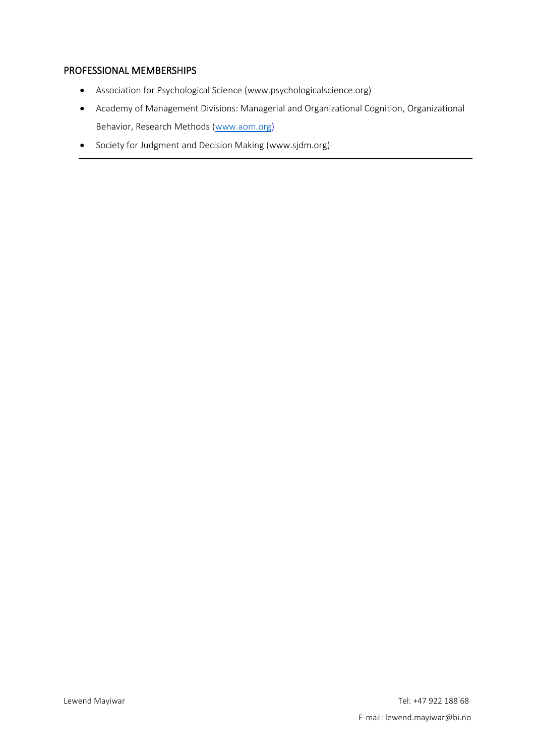## PROFESSIONAL MEMBERSHIPS

- Association for Psychological Science (www.psychologicalscience.org)
- Academy of Management Divisions: Managerial and Organizational Cognition, Organizational Behavior, Research Methods (www.aom.org)
- Society for Judgment and Decision Making (www.sjdm.org)